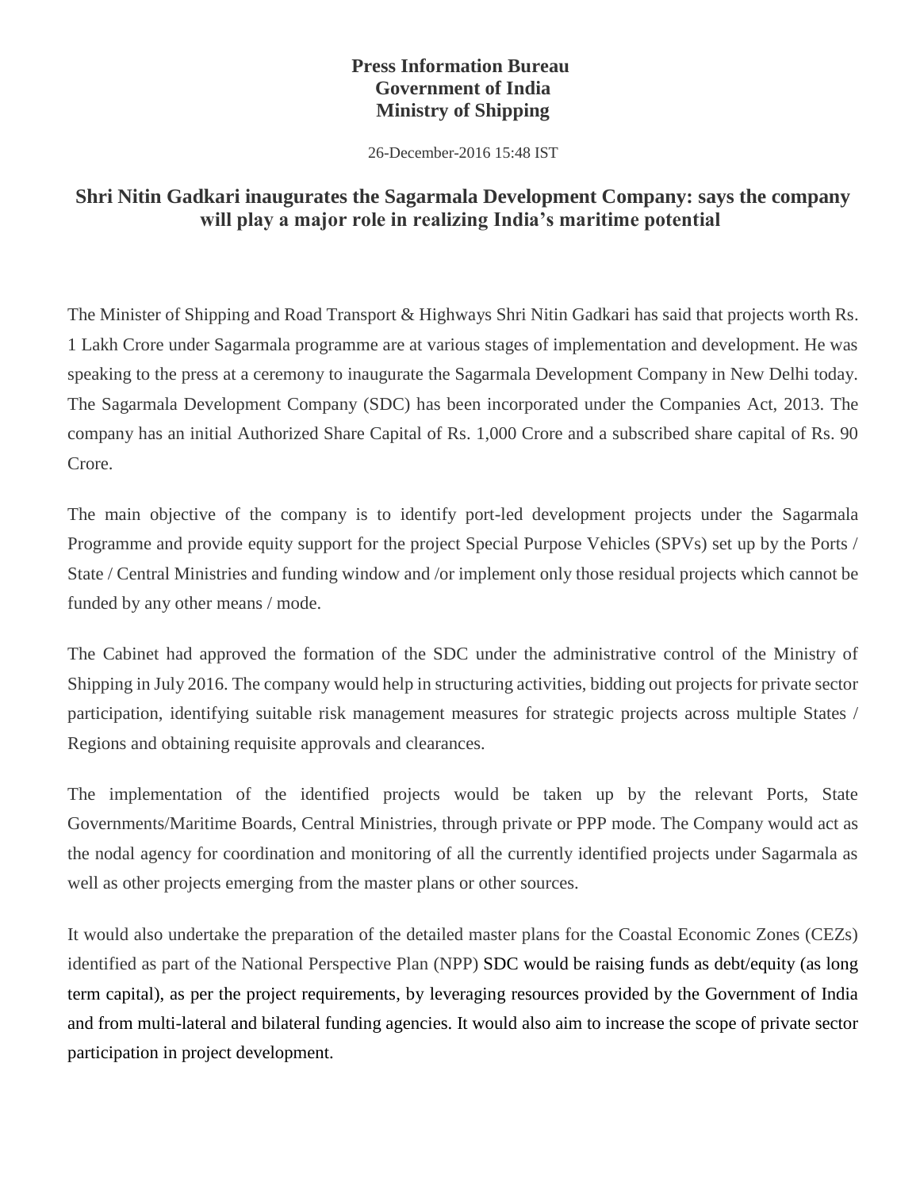**Press Information Bureau**
**Government of India**
**Ministry of Shipping**

26-December-2016 15:48 IST

# Shri Nitin Gadkari inaugurates the Sagarmala Development Company: says the company will play a major role in realizing India's maritime potential

The Minister of Shipping and Road Transport & Highways Shri Nitin Gadkari has said that projects worth Rs. 1 Lakh Crore under Sagarmala programme are at various stages of implementation and development. He was speaking to the press at a ceremony to inaugurate the Sagarmala Development Company in New Delhi today. The Sagarmala Development Company (SDC) has been incorporated under the Companies Act, 2013. The company has an initial Authorized Share Capital of Rs. 1,000 Crore and a subscribed share capital of Rs. 90 Crore.

The main objective of the company is to identify port-led development projects under the Sagarmala Programme and provide equity support for the project Special Purpose Vehicles (SPVs) set up by the Ports / State / Central Ministries and funding window and /or implement only those residual projects which cannot be funded by any other means / mode.

The Cabinet had approved the formation of the SDC under the administrative control of the Ministry of Shipping in July 2016. The company would help in structuring activities, bidding out projects for private sector participation, identifying suitable risk management measures for strategic projects across multiple States / Regions and obtaining requisite approvals and clearances.

The implementation of the identified projects would be taken up by the relevant Ports, State Governments/Maritime Boards, Central Ministries, through private or PPP mode. The Company would act as the nodal agency for coordination and monitoring of all the currently identified projects under Sagarmala as well as other projects emerging from the master plans or other sources.

It would also undertake the preparation of the detailed master plans for the Coastal Economic Zones (CEZs) identified as part of the National Perspective Plan (NPP) SDC would be raising funds as debt/equity (as long term capital), as per the project requirements, by leveraging resources provided by the Government of India and from multi-lateral and bilateral funding agencies. It would also aim to increase the scope of private sector participation in project development.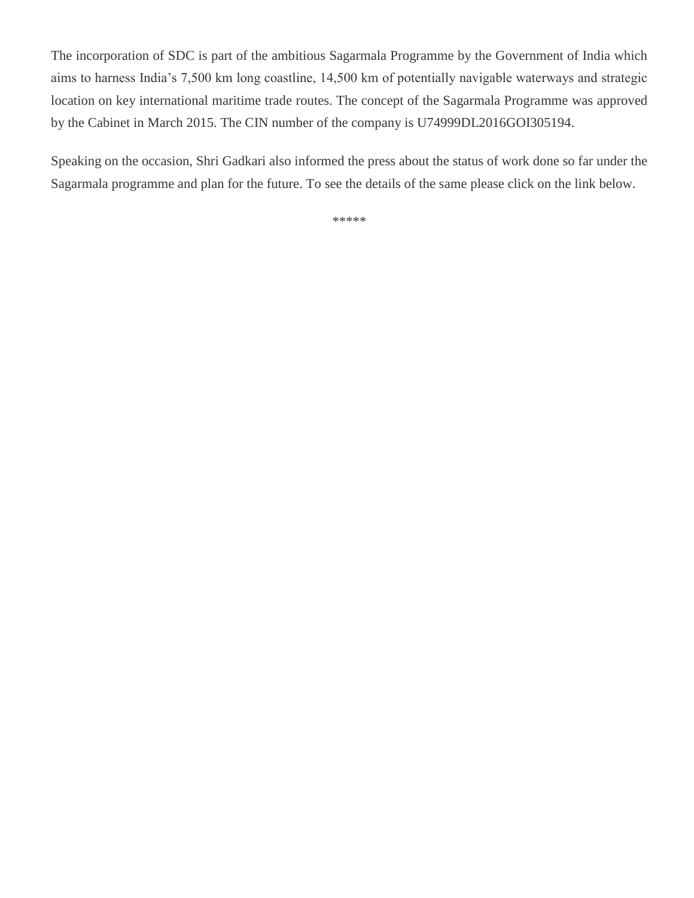The incorporation of SDC is part of the ambitious Sagarmala Programme by the Government of India which aims to harness India's 7,500 km long coastline, 14,500 km of potentially navigable waterways and strategic location on key international maritime trade routes. The concept of the Sagarmala Programme was approved by the Cabinet in March 2015. The CIN number of the company is U74999DL2016GOI305194.

Speaking on the occasion, Shri Gadkari also informed the press about the status of work done so far under the Sagarmala programme and plan for the future. To see the details of the same please click on the link below.

*****